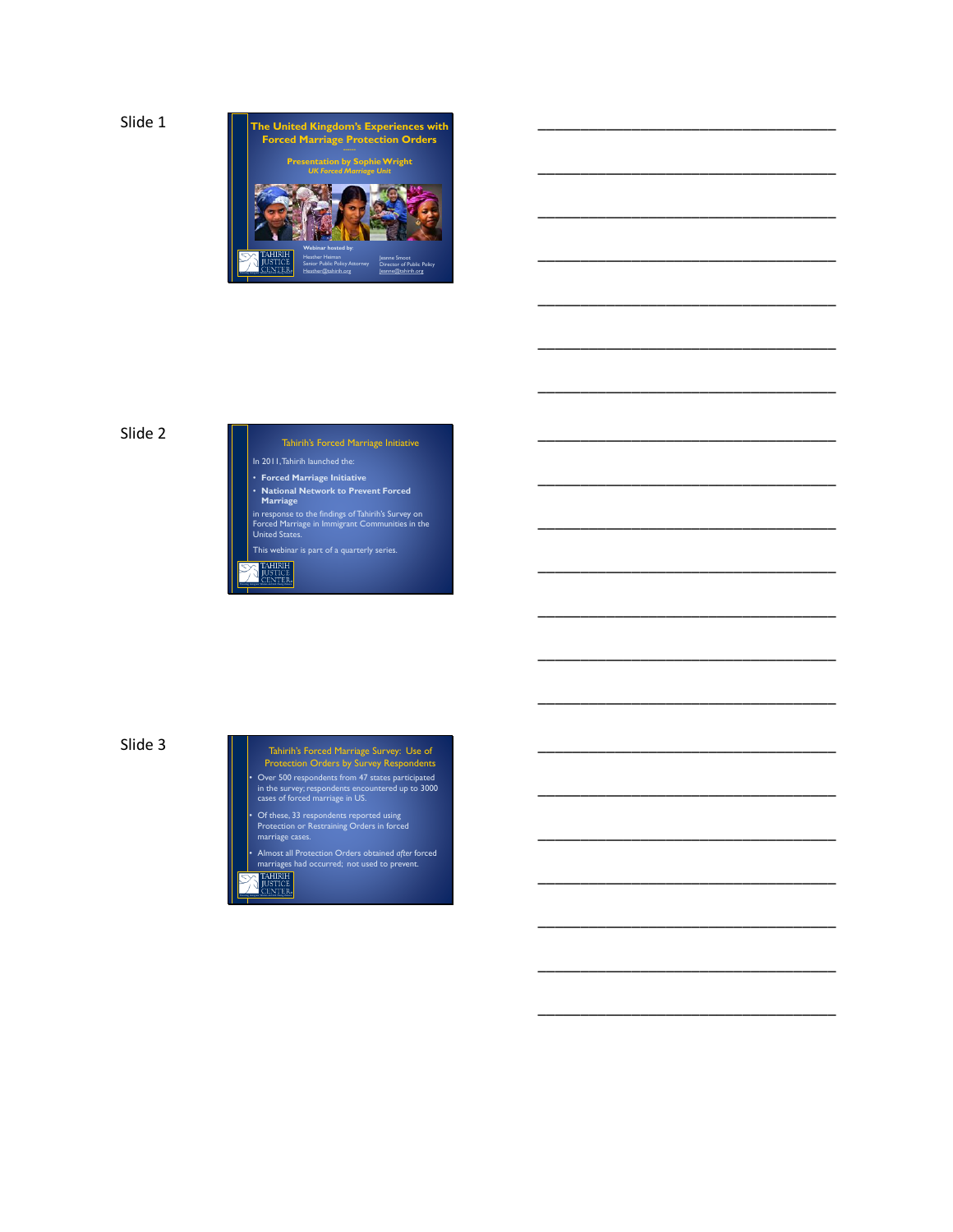Slide 1

## The United Kingdom's Experiences with Forced Marriage Protection Orders

**Presentation by Sophie Wright**

*UK Forced Marriage Unit*

TAHIRIH JUSTICE CENTER

Webinar hosted by:

Heather Heiman
Senior Public Policy Attorney
Heather@tahirih.org

Jeanne Smoot
Director of Public Policy
jeanne@tahirih.org

Slide 2

## Tahirih's Forced Marriage Initiative

In 2011, Tahirih launched the:

- **Forced Marriage Initiative**
- **National Network to Prevent Forced Marriage**

in response to the findings of Tahirih's Survey on Forced Marriage in Immigrant Communities in the United States.

This webinar is part of a quarterly series.

TAHIRIH JUSTICE CENTER

Slide 3

## Tahirih's Forced Marriage Survey: Use of Protection Orders by Survey Respondents

- Over 500 respondents from 47 states participated in the survey; respondents encountered up to 3000 cases of forced marriage in US.
- Of these, 33 respondents reported using Protection or Restraining Orders in forced marriage cases.
- Almost all Protection Orders obtained *after* forced marriages had occurred; not used to prevent.

TAHIRIH JUSTICE CENTER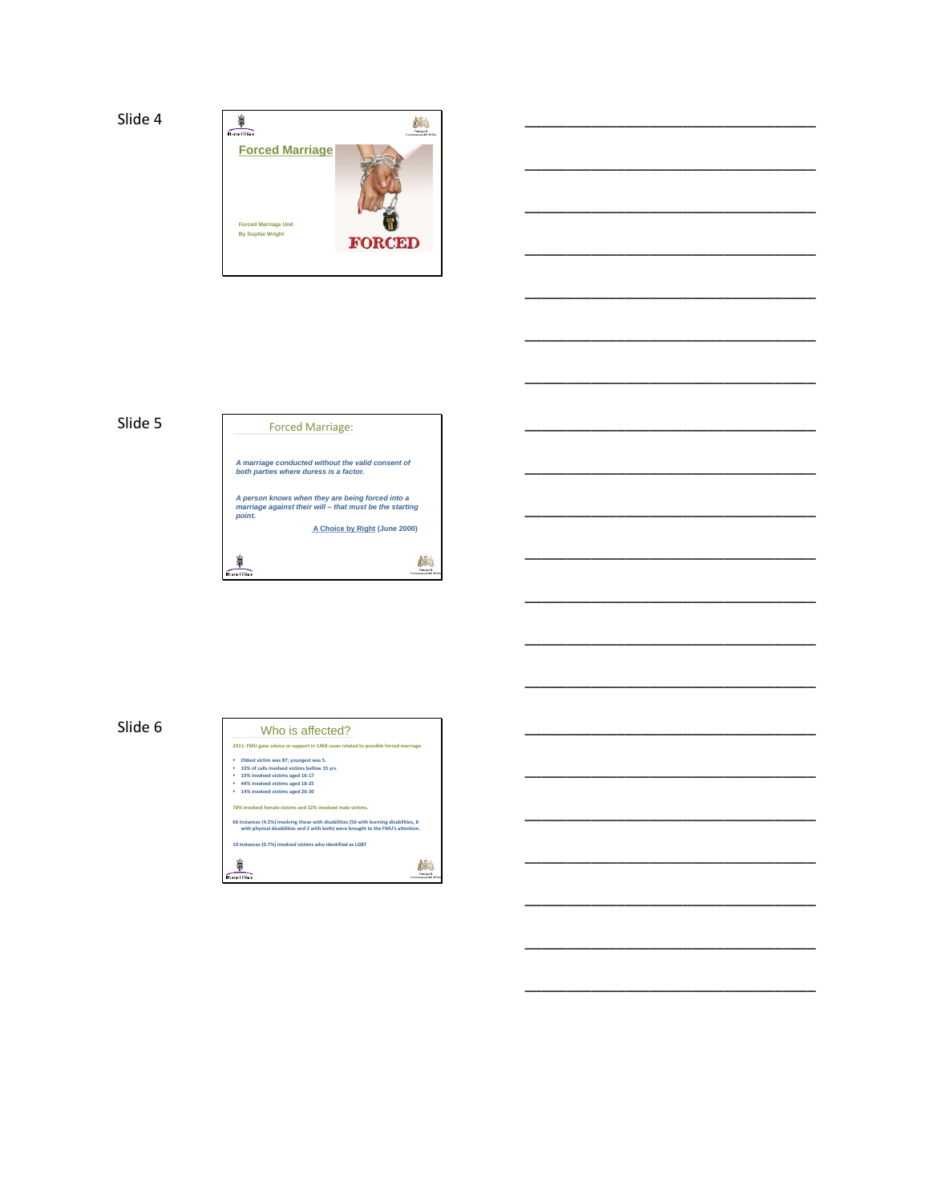Slide 4

## Forced Marriage

Forced Marriage Unit
By Sophie Wright

FORCED

Slide 5

## Forced Marriage:

*A marriage conducted without the valid consent of both parties where duress is a factor.*

*A person knows when they are being forced into a marriage against their will – that must be the starting point.*

**A Choice by Right (June 2000)**

Slide 6

## Who is affected?

**2011: FMU gave advice or support in 1468 cases related to possible forced marriage.**

- Oldest victim was 87; youngest was 5.
- 10% of calls involved victims bellow 15 yrs.
- 19% involved victims aged 16-17
- 44% involved victims aged 18-25
- 14% involved victims aged 26-30

**78% involved female victims and 22% involved male victims.**

**66 instances (4.5%) involving those with disabilities (56 with learning disabilities, 8 with physical disabilities and 2 with both) were brought to the FMU's attention.**

**10 instances (0.7%) involved victims who identified as LGBT**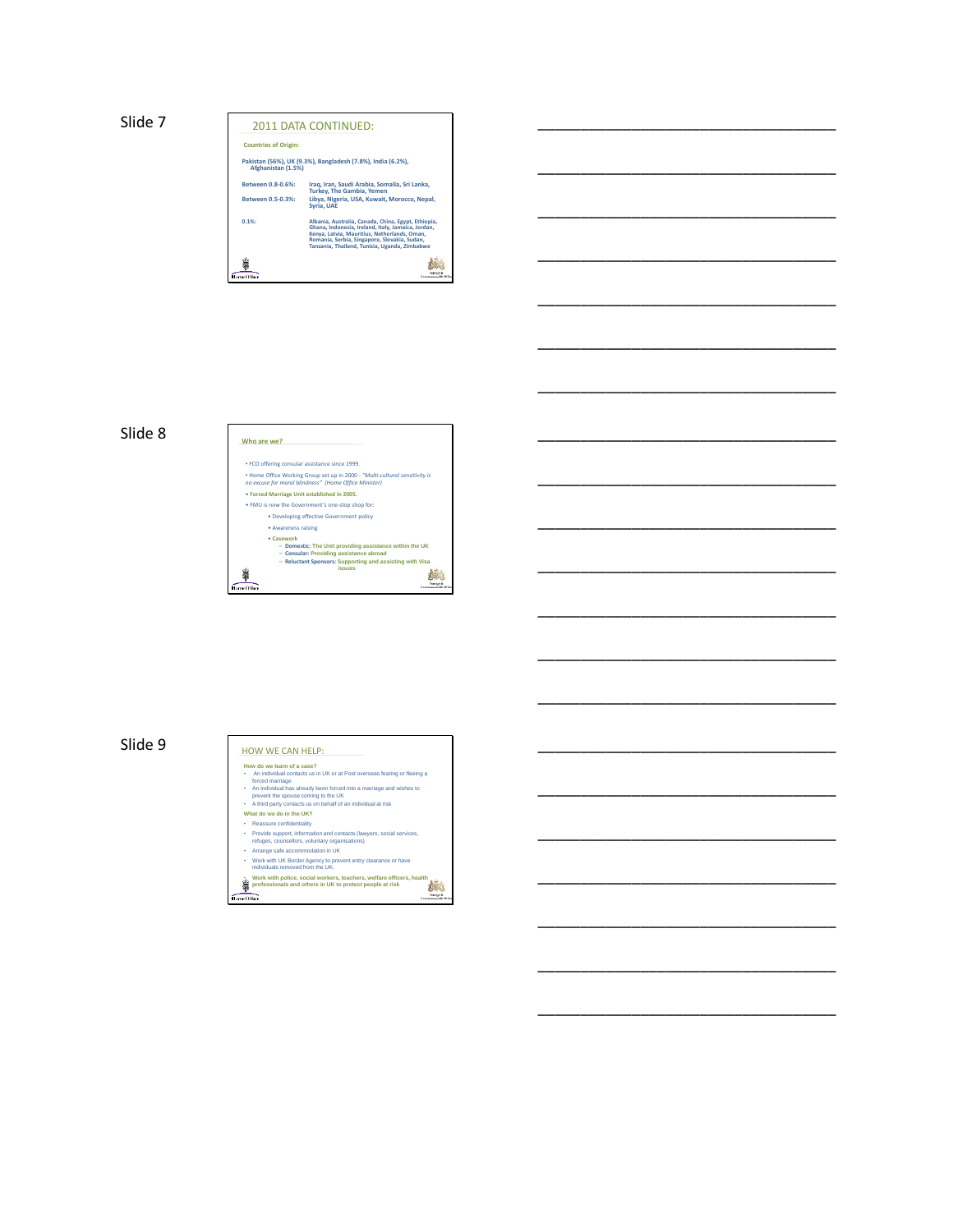Slide 7

## 2011 DATA CONTINUED:

**Countries of Origin:**

**Pakistan (56%), UK (9.3%), Bangladesh (7.8%), India (6.2%), Afghanistan (1.5%)**

| | |
|---|---|
| **Between 0.8-0.6%:** | **Iraq, Iran, Saudi Arabia, Somalia, Sri Lanka, Turkey, The Gambia, Yemen** |
| **Between 0.5-0.3%:** | **Libya, Nigeria, USA, Kuwait, Morocco, Nepal, Syria, UAE** |
| **0.1%:** | **Albania, Australia, Canada, China, Egypt, Ethiopia, Ghana, Indonesia, Ireland, Italy, Jamaica, Jordan, Kenya, Latvia, Mauritius, Netherlands, Oman, Romania, Serbia, Singapore, Slovakia, Sudan, Tanzania, Thailand, Tunisia, Uganda, Zimbabwe** |

Slide 8

## Who are we?

- FCO offering consular assistance since 1999.
- Home Office Working Group set up in 2000 - *"Multi-cultural sensitivity is no excuse for moral blindness" (Home Office Minister)*
- **Forced Marriage Unit established in 2005.**
- FMU is now the Government's one-stop shop for:
  - Developing effective Government policy
  - Awareness raising
  - **Casework**
    - **Domestic: The Unit providing assistance within the UK**
    - **Consular: Providing assistance abroad**
    - **Reluctant Sponsors: Supporting and assisting with Visa issues**

Slide 9

## HOW WE CAN HELP:

**How do we learn of a case?**

- An individual contacts us in UK or at Post overseas fearing or fleeing a forced marriage
- An individual has already been forced into a marriage and wishes to prevent the spouse coming to the UK
- A third party contacts us on behalf of an individual at risk

**What do we do in the UK?**

- Reassure confidentiality
- Provide support, information and contacts (lawyers, social services, refuges, counsellors, voluntary organisations)
- Arrange safe accommodation in UK
- Work with UK Border Agency to prevent entry clearance or have individuals removed from the UK.

**Work with police, social workers, teachers, welfare officers, health professionals and others in UK to protect people at risk**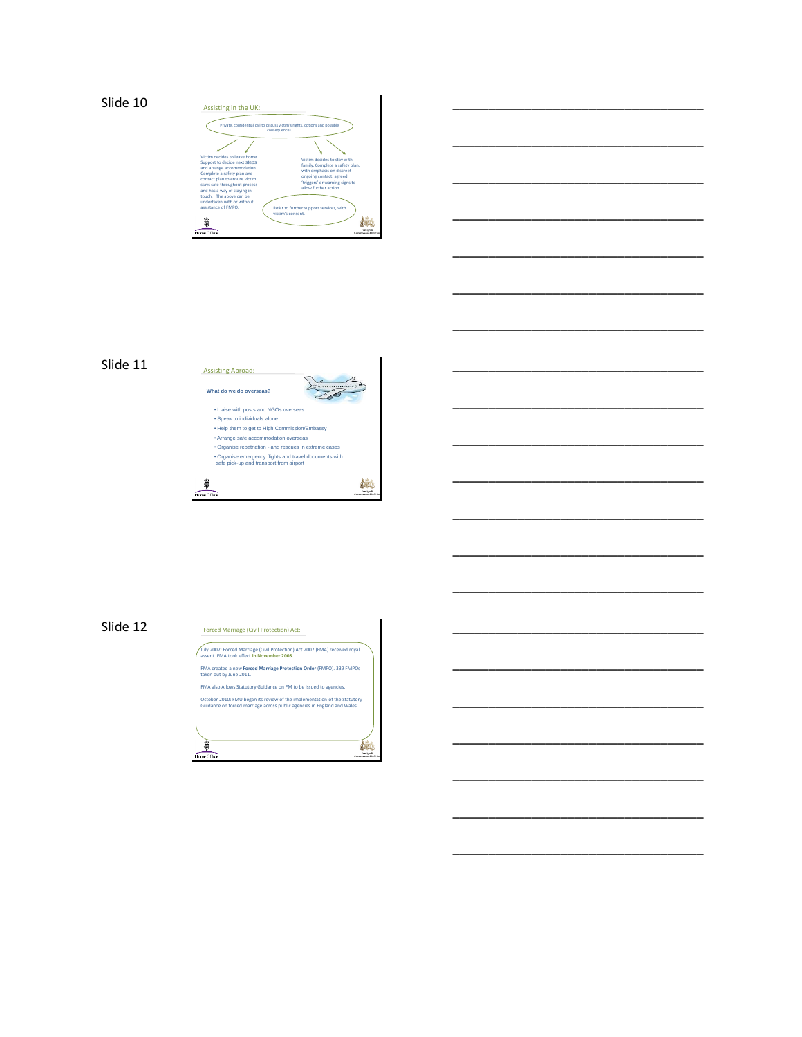Slide 10

## Assisting in the UK:

Private, confidential call to discuss victim's rights, options and possible consequences.

Victim decides to leave home. Support to decide next steps and arrange accommodation. Complete a safety plan and contact plan to ensure victim stays safe throughout process and has a way of staying in touch. The above can be undertaken with or without assistance of FMPO.

Victim decides to stay with family. Complete a safety plan, with emphasis on discreet ongoing contact, agreed 'triggers' or warning signs to allow further action

Refer to further support services, with victim's consent.

Home Office

Foreign & Commonwealth Office

Slide 11

## Assisting Abroad:

**What do we do overseas?**

- Liaise with posts and NGOs overseas
- Speak to individuals alone
- Help them to get to High Commission/Embassy
- Arrange safe accommodation overseas
- Organise repatriation - and rescues in extreme cases
- Organise emergency flights and travel documents with safe pick-up and transport from airport

Home Office

Foreign & Commonwealth Office

Slide 12

## Forced Marriage (Civil Protection) Act:

July 2007: Forced Marriage (Civil Protection) Act 2007 (FMA) received royal assent. FMA took effect **in November 2008.**

FMA created a new **Forced Marriage Protection Order** (FMPO). 339 FMPOs taken out by June 2011.

FMA also Allows Statutory Guidance on FM to be issued to agencies.

October 2010: FMU began its review of the implementation of the Statutory Guidance on forced marriage across public agencies in England and Wales.

Home Office

Foreign & Commonwealth Office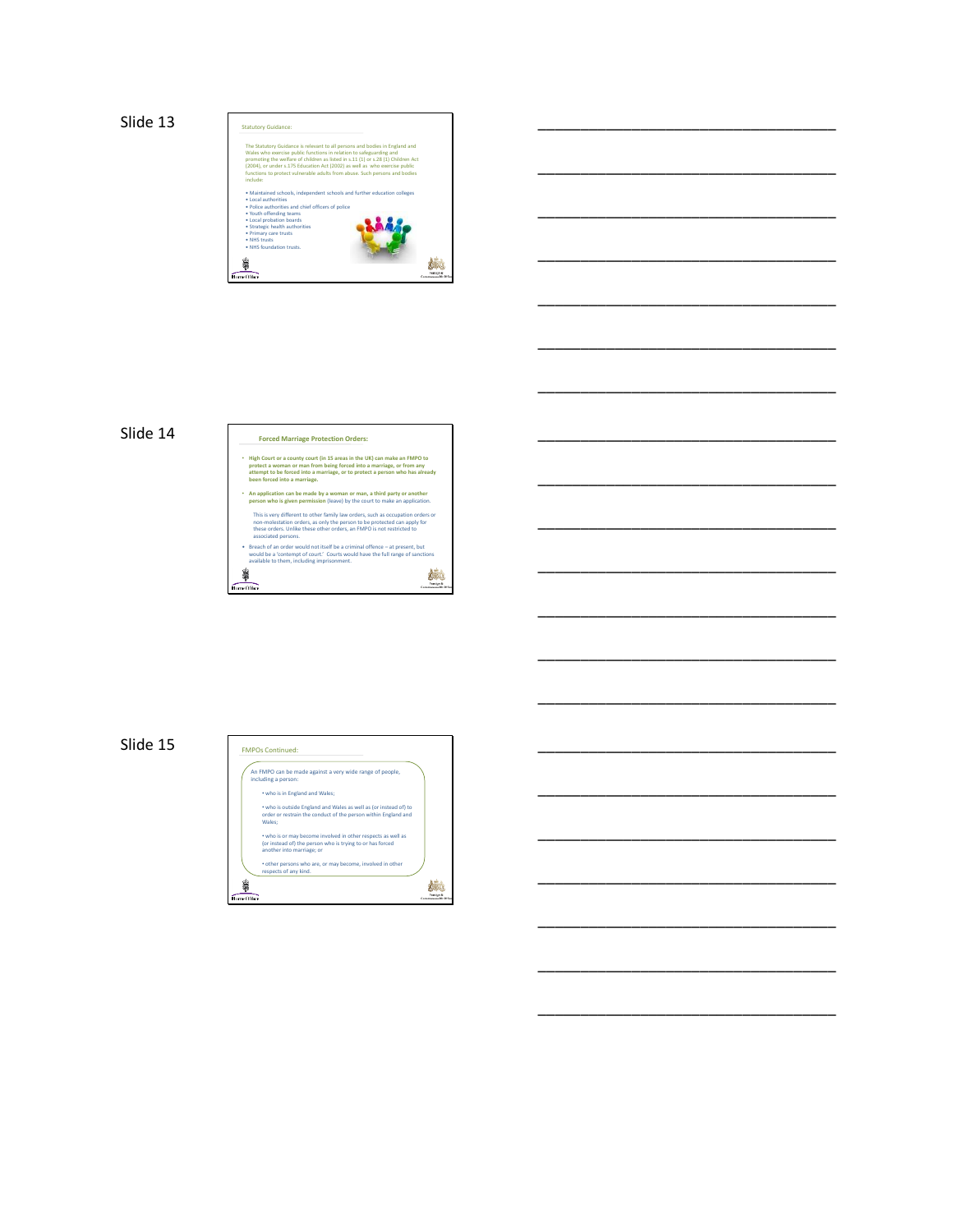Slide 13

## Statutory Guidance:

The Statutory Guidance is relevant to all persons and bodies in England and Wales who exercise public functions in relation to safeguarding and promoting the welfare of children as listed in s.11 (1) or s.28 (1) Children Act (2004), or under s.175 Education Act (2002) as well as who exercise public functions to protect vulnerable adults from abuse. Such persons and bodies include:

- Maintained schools, independent schools and further education colleges
- Local authorities
- Police authorities and chief officers of police
- Youth offending teams
- Local probation boards
- Strategic health authorities
- Primary care trusts
- NHS trusts
- NHS foundation trusts.

Slide 14

## Forced Marriage Protection Orders:

- **High Court or a county court (in 15 areas in the UK) can make an FMPO to protect a woman or man from being forced into a marriage, or from any attempt to be forced into a marriage, or to protect a person who has already been forced into a marriage.**
- **An application can be made by a woman or man, a third party or another person who is given permission** (leave) by the court to make an application.

  This is very different to other family law orders, such as occupation orders or non-molestation orders, as only the person to be protected can apply for these orders. Unlike these other orders, an FMPO is not restricted to associated persons.

- Breach of an order would not itself be a criminal offence – at present, but would be a 'contempt of court.' Courts would have the full range of sanctions available to them, including imprisonment.

Slide 15

## FMPOs Continued:

An FMPO can be made against a very wide range of people, including a person:

- who is in England and Wales;
- who is outside England and Wales as well as (or instead of) to order or restrain the conduct of the person within England and Wales;
- who is or may become involved in other respects as well as (or instead of) the person who is trying to or has forced another into marriage; or
- other persons who are, or may become, involved in other respects of any kind.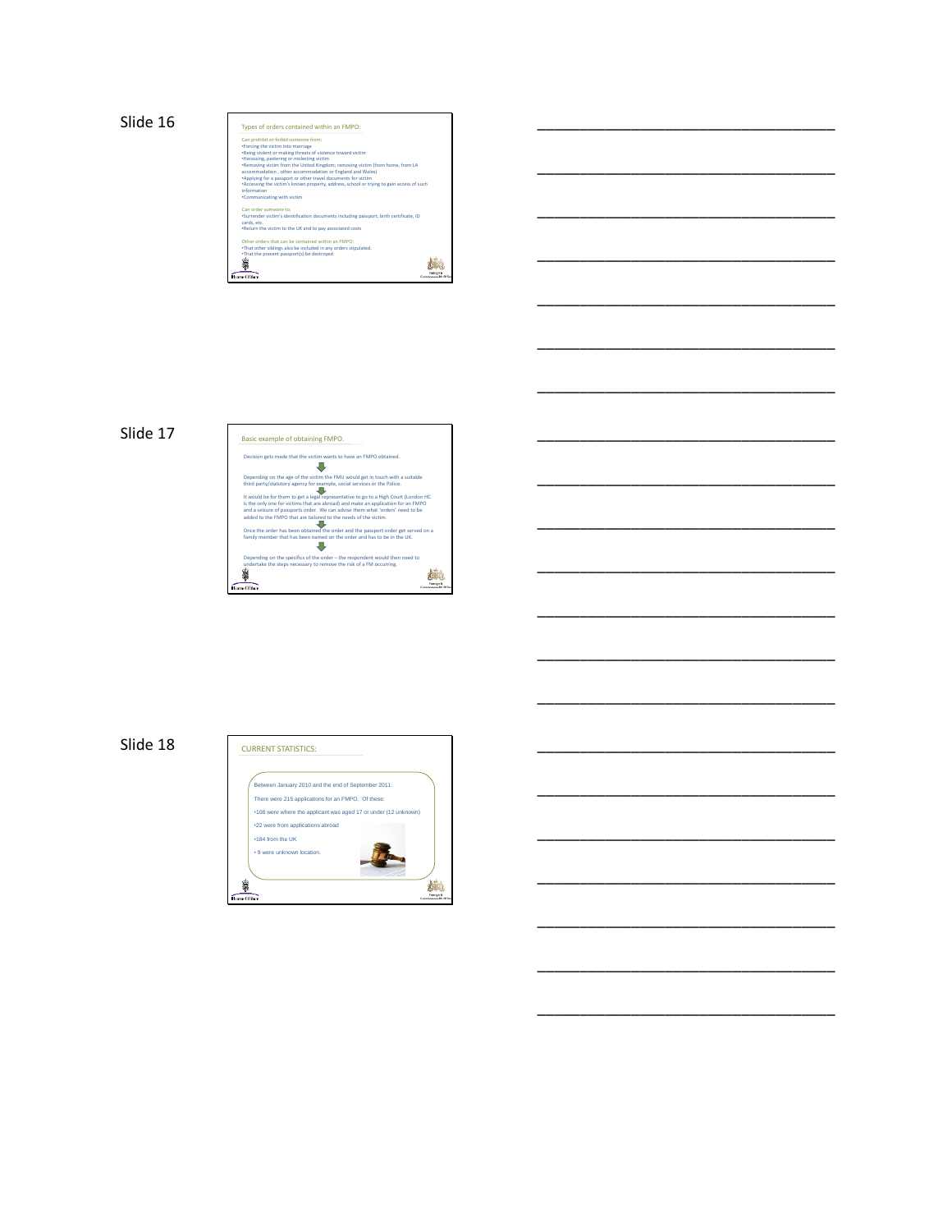Slide 16

## Types of orders contained within an FMPO:

Can prohibit or forbid someone from:

- Forcing the victim into marriage
- Being violent or making threats of violence toward victim
- Harassing, pestering or molesting victim
- Removing victim from the United Kingdom; removing victim (from home, from LA accommodation , other accommodation or England and Wales)
- Applying for a passport or other travel documents for victim
- Accessing the victim's known property, address, school or trying to gain access of such information
- Communicating with victim

Can order someone to:

- Surrender victim's identification documents including passport, birth certificate, ID cards, etc.
- Return the victim to the UK and to pay associated costs

Other orders that can be contained within an FMPO:

- That other siblings also be included in any orders stipulated.
- That the present passport(s) be destroyed

Slide 17

## Basic example of obtaining FMPO.

Decision gets made that the victim wants to have an FMPO obtained.

↓

Depending on the age of the victim the FMU would get in touch with a suitable third party/statutory agency for example, social services or the Police.

↓

It would be for them to get a legal representative to go to a High Court (London HC is the only one for victims that are abroad) and make an application for an FMPO and a seizure of passports order. We can advise them what 'orders' need to be added to the FMPO that are tailored to the needs of the victim.

↓

Once the order has been obtained the order and the passport order get served on a family member that has been named on the order and has to be in the UK.

↓

Depending on the specifics of the order – the respondent would then need to undertake the steps necessary to remove the risk of a FM occurring.

Slide 18

## CURRENT STATISTICS:

Between January 2010 and the end of September 2011:

There were 215 applications for an FMPO. Of these:

- 108 were where the applicant was aged 17 or under (12 unknown)
- 22 were from applications abroad
- 184 from the UK
- 9 were unknown location.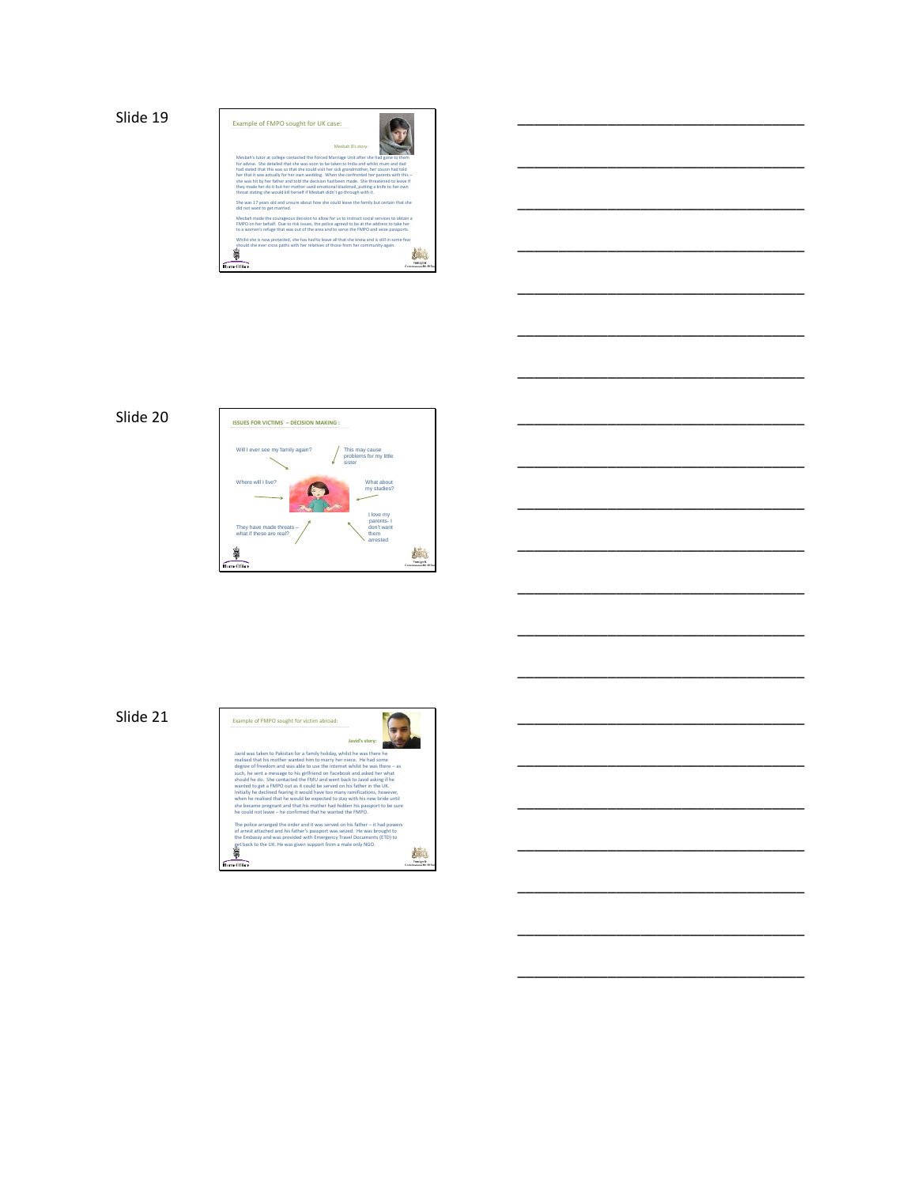## Slide 19

Example of FMPO sought for UK case:

Mesbah B's story:

Mesbah's tutor at college contacted the Forced Marriage Unit after she had gone to them for advise. She detailed that she was soon to be taken to India and whilst mum and dad had stated that this was so that she could visit her sick grandmother, her cousin had told her that it was actually for her own wedding. When she confronted her parents with this – she was hit by her father and told the decision had been made. She threatened to leave if they made her do it but her mother used emotional blackmail, putting a knife to her own throat stating she would kill herself if Mesbah didn't go through with it.

She was 17 years old and unsure about how she could leave the family but certain that she did not want to get married.

Mesbah made the courageous decision to allow for us to instruct social services to obtain a FMPO on her behalf. Due to risk issues, the police agreed to be at the address to take her to a women's refuge that was out of the area and to serve the FMPO and seize passports.

Whilst she is now protected, she has had to leave all that she knew and is still in some fear should she ever cross paths with her relatives of those from her community again.

## Slide 20

ISSUES FOR VICTIMS – DECISION MAKING :

- Will I ever see my family again?
- This may cause problems for my little sister
- Where will I live?
- What about my studies?
- I love my parents- I don't want them arrested
- They have made threats – what if these are real?

## Slide 21

Example of FMPO sought for victim abroad:

Javid's story:

Javid was taken to Pakistan for a family holiday, whilst he was there he realised that his mother wanted him to marry her niece. He had some degree of freedom and was able to use the internet whilst he was there – as such, he sent a message to his girlfriend on Facebook and asked her what should he do. She contacted the FMU and went back to Javid asking if he wanted to get a FMPO out as it could be served on his father in the UK. Initially he declined fearing it would have too many ramifications, however, when he realised that he would be expected to stay with his new bride until she became pregnant and that his mother had hidden his passport to be sure he could not leave – he confirmed that he wanted the FMPO.

The police arranged the order and it was served on his father – it had powers of arrest attached and his father's passport was seized. He was brought to the Embassy and was provided with Emergency Travel Documents (ETD) to get back to the UK. He was given support from a male only NGO.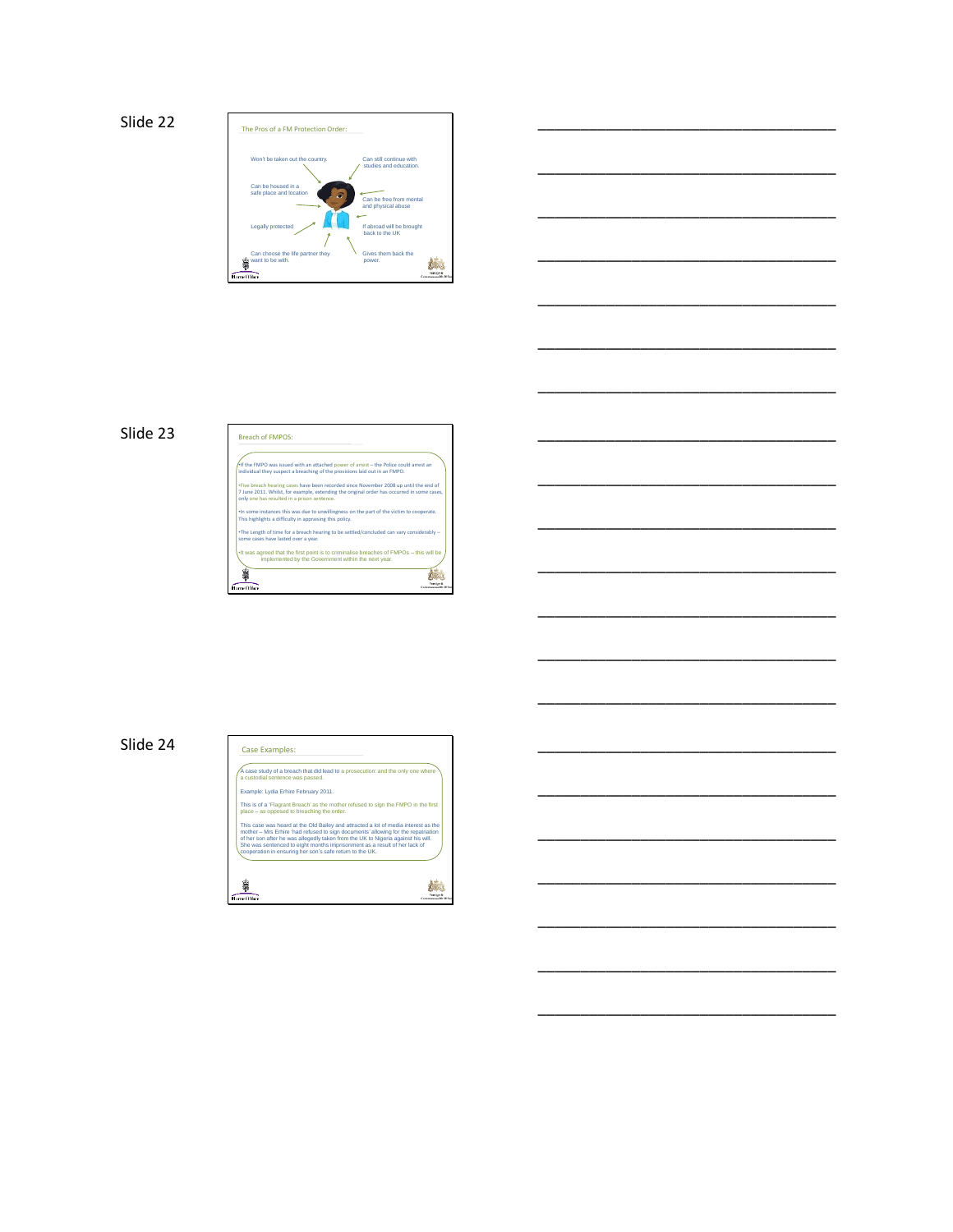## Slide 22

### The Pros of a FM Protection Order:

- Won't be taken out the country.
- Can still continue with studies and education.
- Can be housed in a safe place and location
- Can be free from mental and physical abuse
- Legally protected
- If abroad will be brought back to the UK
- Can choose the life partner they want to be with.
- Gives them back the power.

## Slide 23

### Breach of FMPOS:

- If the FMPO was issued with an attached power of arrest – the Police could arrest an individual they suspect a breaching of the provisions laid out in an FMPO.
- Five breach hearing cases have been recorded since November 2008 up until the end of 7 June 2011. Whilst, for example, extending the original order has occurred in some cases, only one has resulted in a prison sentence.
- In some instances this was due to unwillingness on the part of the victim to cooperate. This highlights a difficulty in appraising this policy.
- The Length of time for a breach hearing to be settled/concluded can vary considerably – some cases have lasted over a year.
- It was agreed that the first point is to criminalise breaches of FMPOs – this will be implemented by the Government within the next year.

## Slide 24

### Case Examples:

A case study of a breach that did lead to a prosecution: and the only one where a custodial sentence was passed.

Example: Lydia Erhire February 2011.

This is of a 'Flagrant Breach' as the mother refused to sign the FMPO in the first place – as opposed to breaching the order.

This case was heard at the Old Bailey and attracted a lot of media interest as the mother – Mrs Erhire 'had refused to sign documents' allowing for the repatriation of her son after he was allegedly taken from the UK to Nigeria against his will. She was sentenced to eight months imprisonment as a result of her lack of cooperation in ensuring her son's safe return to the UK.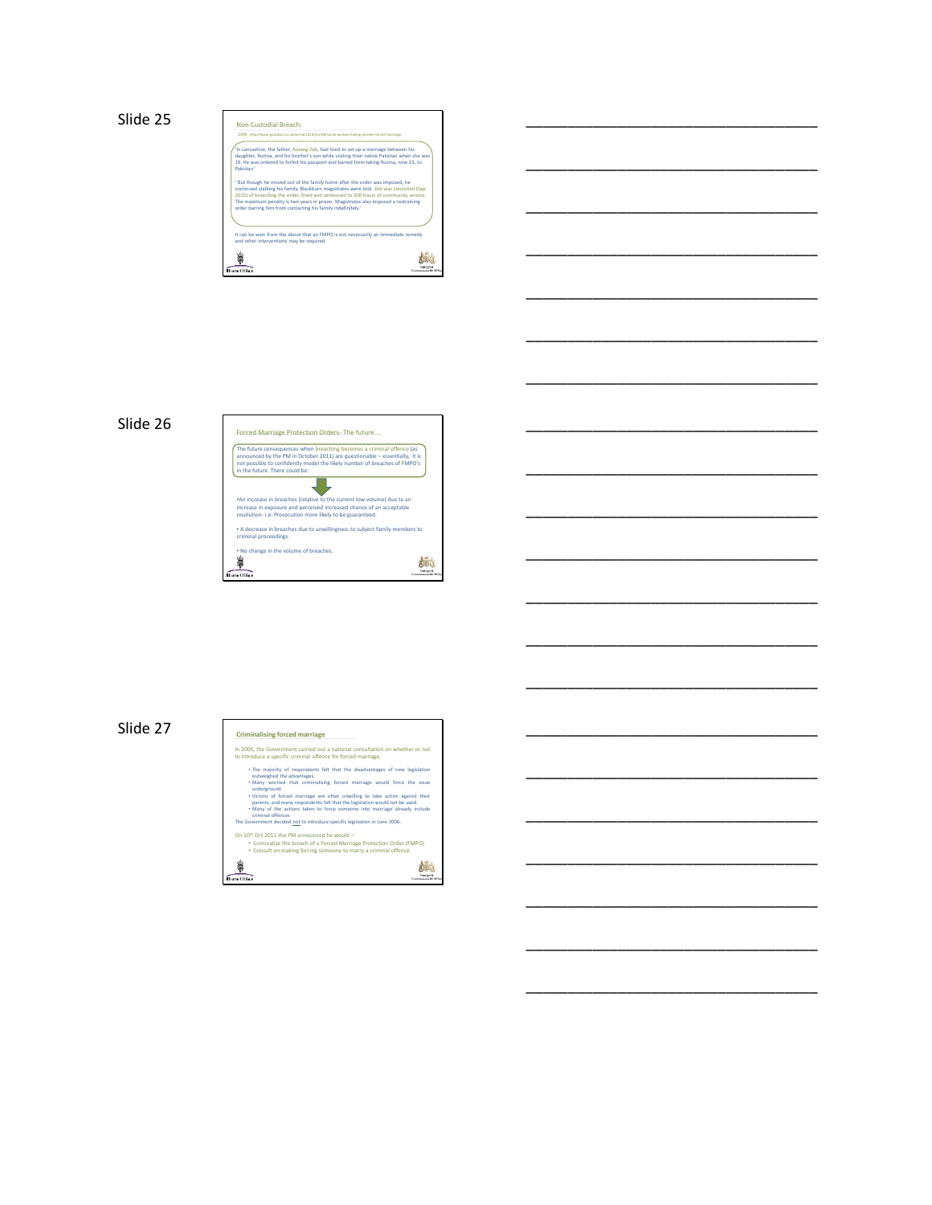## Slide 25

### Non Custodial Breach:

Link: http://www.guardian.co.uk/world/2010/jan/08/social-workers-fixing-women-forced-marriage

'In Lancashire, the father, Aurang Zeb, had tried to set up a marriage between his daughter, Rozina, and his brother's son while visiting their native Pakistan when she was 19. He was ordered to forfeit his passport and barred from taking Rozina, now 23, to Pakistan.'

' But though he moved out of the family home after the order was imposed, he continued stalking his family, Blackburn magistrates were told. Zeb was convicted (Sep 2010) of breaching the order, fined and sentenced to 200 hours of community service. The maximum penalty is two years in prison. Magistrates also imposed a restraining order barring him from contacting his family indefinitely.'

It can be seen from the above that an FMPO is not necessarily an immediate remedy and other interventions may be required.

## Slide 26

### Forced Marriage Protection Orders- The future....

The future consequences when breaching becomes a criminal offence (as announced by the PM in October 2011) are questionable – essentially, it is not possible to confidently model the likely number of breaches of FMPO's in the future. There could be:

- An increase in breaches (relative to the current low volume) due to an increase in exposure and perceived increased chance of an acceptable resolution- i.e: Prosecution more likely to be guaranteed.
- A decrease in breaches due to unwillingness to subject family members to criminal proceedings.
- No change in the volume of breaches.

## Slide 27

### Criminalising forced marriage

In 2005, the Government carried out a national consultation on whether or not to introduce a specific criminal offence for forced marriage.

- The majority of respondents felt that the disadvantages of new legislation outweighed the advantages.
- Many worried that criminalising forced marriage would force the issue underground.
- Victims of forced marriage are often unwilling to take action against their parents, and many respondents felt that the legislation would not be used.
- Many of the actions taken to force someone into marriage already include criminal offences

The Government decided not to introduce specific legislation in June 2006.

On 10th Oct 2011 the PM announced he would –

- Criminalise the breach of a Forced Marriage Protection Order (FMPO)
- Consult on making forcing someone to marry a criminal offence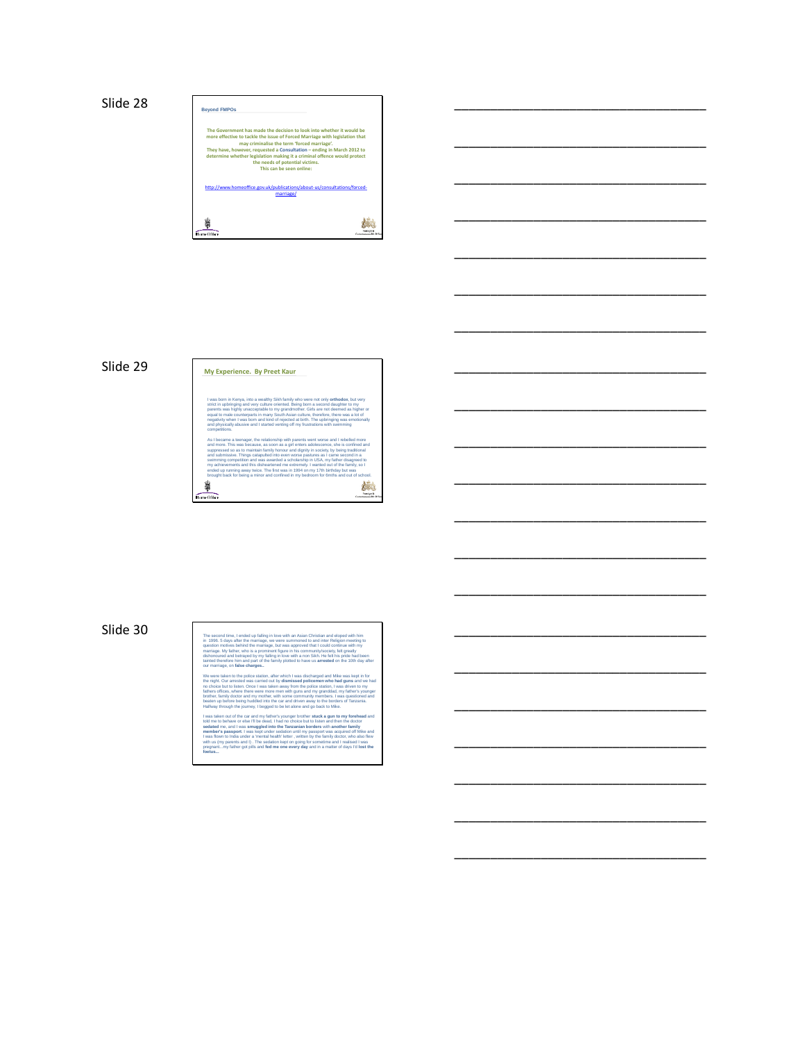Slide 28

**Beyond FMPOs**

The Government has made the decision to look into whether it would be more effective to tackle the issue of Forced Marriage with legislation that may criminalise the term 'forced marriage'.
They have, however, requested a **Consultation** – ending in March 2012 to determine whether legislation making it a criminal offence would protect the needs of potential victims.
This can be seen online:

http://www.homeoffice.gov.uk/publications/about-us/consultations/forced-marriage/

Slide 29

## My Experience. By Preet Kaur

I was born in Kenya, into a wealthy Sikh family who were not only **orthodox**, but very strict in upbringing and very culture oriented. Being born a second daughter to my parents was highly unacceptable to my grandmother. Girls are not deemed as higher or equal to male counterparts in many South Asian culture, therefore, there was a lot of negativity when I was born and kind of rejected at birth. The upbringing was emotionally and physically abusive and I started venting off my frustrations with swimming competitions.

As I became a teenager, the relationship with parents went worse and I rebelled more and more. This was because, as soon as a girl enters adolescence, she is confined and suppressed so as to maintain family honour and dignity in society, by being traditional and submissive. Things catapulted into even worse pastures as I came second in a swimming competition and was awarded a scholarship in USA, my father disagreed to my achievements and this disheartened me extremely. I wanted out of the family, so I ended up running away twice. The first was in 1994 on my 17th birthday but was brought back for being a minor and confined in my bedroom for 6mths and out of school.

Slide 30

The second time, I ended up falling in love with an Asian Christian and eloped with him in 1996. 5 days after the marriage, we were summoned to and inter Religion meeting to question motives behind the marriage, but was approved that I could continue with my marriage. My father, who is a prominent figure in his community/society, felt greatly dishonoured and betrayed by my falling in love with a non Sikh. He felt his pride had been tainted therefore him and part of the family plotted to have us **arrested** on the 10th day after our marriage, on **false charges**..

We were taken to the police station, after which I was discharged and Mike was kept in for the night. Our arrested was carried out by **dismissed policemen who had guns** and we had no choice but to listen. Once I was taken away from the police station, I was driven to my fathers offices, where there were more men with guns and my grandad, my father's younger brother, family doctor and my mother, with some community members. I was questioned and beaten up before being huddled into the car and driven away to the borders of Tanzania. Halfway through the journey, I begged to be let alone and go back to Mike.

I was taken out of the car and my father's younger brother **stuck a gun to my forehead** and told me to behave or else I'll be dead, I had no choice but to listen and then the doctor **sedated** me, and I was **smuggled into the Tanzanian borders** with **another family member's passport**. I was kept under sedation until my passport was acquired off Mike and I was flown to India under a 'mental health' letter , written by the family doctor, who also flew with us (my parents and I) . The sedation kept on going for sometime and I realised I was pregnant...my father got pills and **fed me one every day** and in a matter of days I'd **lost the foetus...**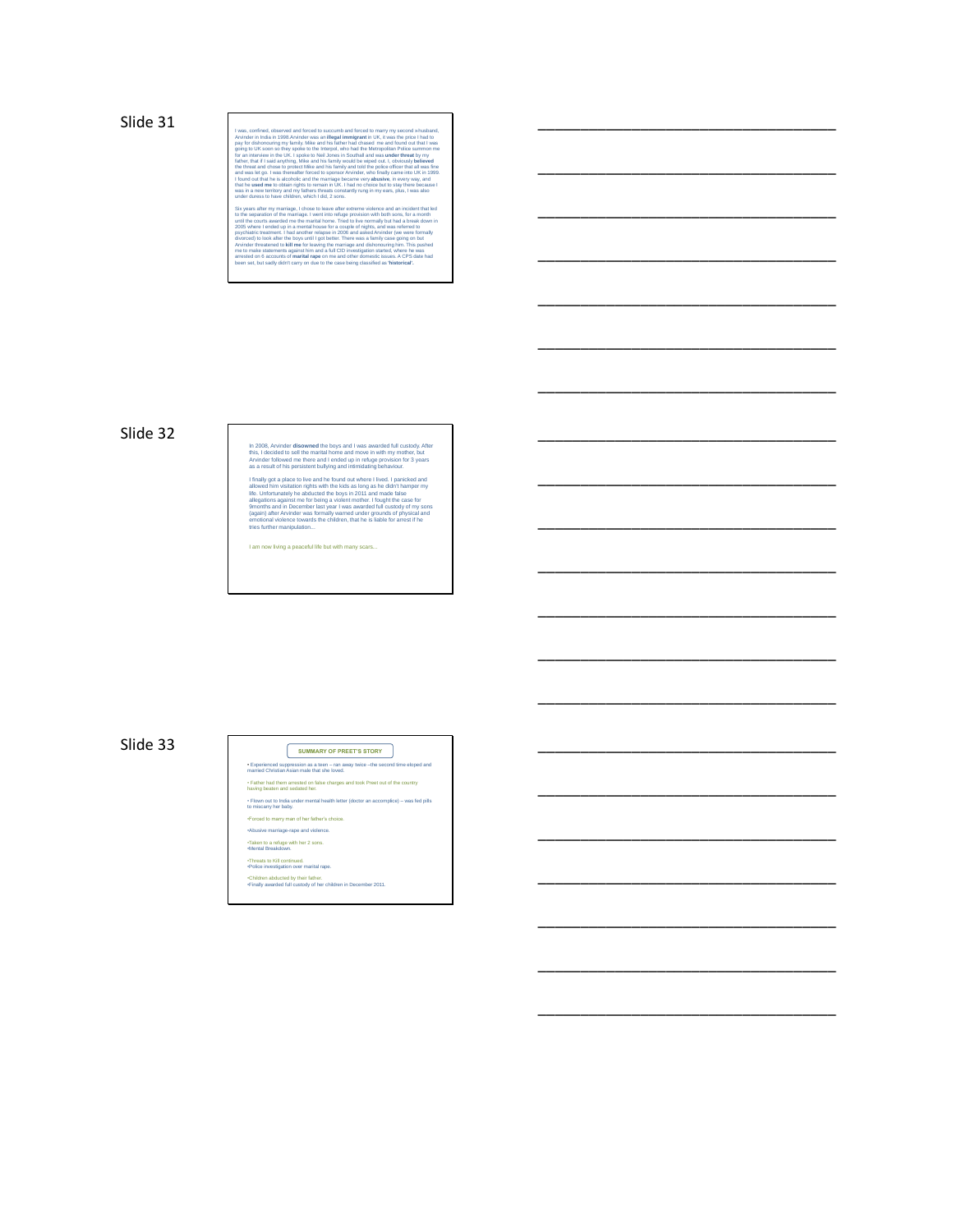## Slide 31

I was, confined, observed and forced to succumb and forced to marry my second x/husband, Arvinder in India in 1998.Arvinder was an **illegal immigrant** in UK. It was the price I had to pay for dishonouring my family. Mike and his father had chased me and found out that I was going to UK soon so they spoke to the Interpol, who had the Metropolitan Police summon me for an interview in the UK. I spoke to Neil Jones in Southall and was **under threat** by my father, that if I said anything, Mike and his family would be wiped out. I, obviously **believed** the threat and chose to protect Mike and his family and told the police officer that all was fine and was let go. I was thereafter forced to sponsor Arvinder, who finally came into UK in 1999. I found out that he is alcoholic and the marriage became very **abusive**, in every way, and that he **used me** to obtain rights to remain in UK. I had no choice but to stay there because I was in a new territory and my fathers threats constantly rung in my ears, plus, I was also under duress to have children, which I did, 2 sons.

Six years after my marriage, I chose to leave after extreme violence and an incident that led to the separation of the marriage. I went into refuge provision with both sons, for a month until the courts awarded me the marital home. Tried to live normally but had a break down in 2005 where I ended up in a mental house for a couple of nights, and was referred to psychiatric treatment. I had another relapse in 2006 and asked Arvinder (we were formally divorced) to look after the boys until I got better. There was a family case going on but Arvinder threatened to **kill me** for leaving the marriage and dishonouring him. This pushed me to make statements against him and a full CID investigation started, where he was arrested on 6 accounts of **marital rape** on me and other domestic issues. A CPS date had been set, but sadly didn't carry on due to the case being classified as **'historical'.**

## Slide 32

In 2008, Arvinder **disowned** the boys and I was awarded full custody. After this, I decided to sell the marital home and move in with my mother, but Arvinder followed me there and I ended up in refuge provision for 3 years as a result of his persistent bullying and intimidating behaviour.

I finally got a place to live and he found out where I lived. I panicked and allowed him visitation rights with the kids as long as he didn't hamper my life. Unfortunately he abducted the boys in 2011 and made false allegations against me for being a violent mother. I fought the case for 9months and in December last year I was awarded full custody of my sons (again) after Arvinder was formally warned under grounds of physical and emotional violence towards the children, that he is liable for arrest if he tries further manipulation...

I am now living a peaceful life but with many scars...

## Slide 33

**SUMMARY OF PREET'S STORY**

- Experienced suppression as a teen – ran away twice –the second time eloped and married Christian Asian male that she loved.
- Father had them arrested on false charges and took Preet out of the country having beaten and sedated her.
- Flown out to India under mental health letter (doctor an accomplice) – was fed pills to miscarry her baby.
- Forced to marry man of her father's choice.
- Abusive marriage-rape and violence.
- Taken to a refuge with her 2 sons.
- Mental Breakdown.
- Threats to Kill continued.
- Police investigation over marital rape.
- Children abducted by their father.
- Finally awarded full custody of her children in December 2011.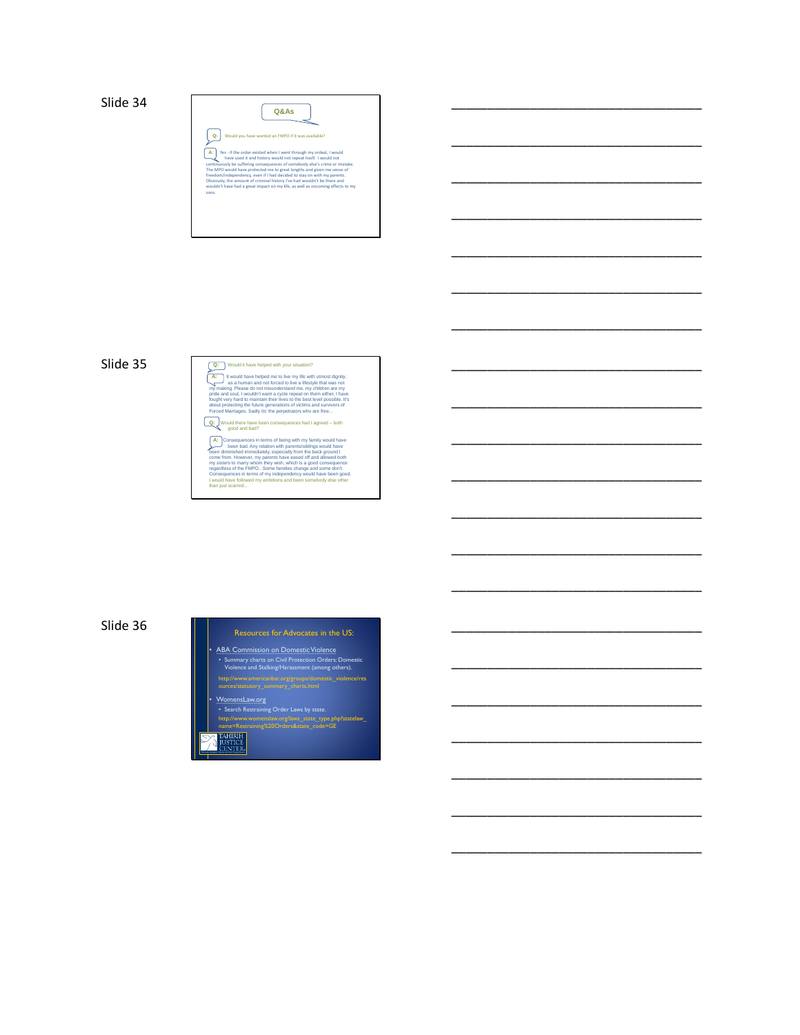Slide 34

## Q&As

Q: Would you have wanted an FMPO if it was available?

A: Yes - if the order existed when I went through my ordeal, I would have used it and history would not repeat itself. I would not continuously be suffering consequences of somebody else's crime or mistake. The MPO would have protected me to great lengths and given me sense of freedom/independency, even if I had decided to stay on with my parents. Obviously, the amount of criminal history I've had wouldn't be there and wouldn't have had a great impact on my life, as well as oncoming effects to my sons.

Slide 35

Q: Would it have helped with your situation?

A: It would have helped me to live my life with utmost dignity, as a human and not forced to live a lifestyle that was not my making. Please do not misunderstand me, my children are my pride and soul, I wouldn't want a cycle repeat on them either, I have fought very hard to maintain their lives to the best level possible. It's about protecting the future generations of victims and survivors of Forced Marriages. Sadly its' the perpetrators who are free...

Q: Would there have been consequences had I agreed – both good and bad?

A: Consequences in terms of being with my family would have been bad. Any relation with parents/siblings would have been diminished immediately, especially from the back ground I come from. However, my parents have eased off and allowed both my sisters to marry whom they wish, which is a good consequence regardless of the FMPO...Some families change and some don't. Consequences in terms of my independency would have been good. I would have followed my ambitions and been somebody else other than just scarred...

Slide 36

## Resources for Advocates in the US:

- ABA Commission on Domestic Violence
  - Summary charts on Civil Protection Orders: Domestic Violence and Stalking/Harassment (among others).

  http://www.americanbar.org/groups/domestic_violence/resources/statutory_summary_charts.html

- WomensLaw.org
  - Search Restraining Order Laws by state.

  http://www.womenslaw.org/laws_state_type.php?statelaw_name=Restraining%20Orders&state_code=GE

TAHIRIH JUSTICE CENTER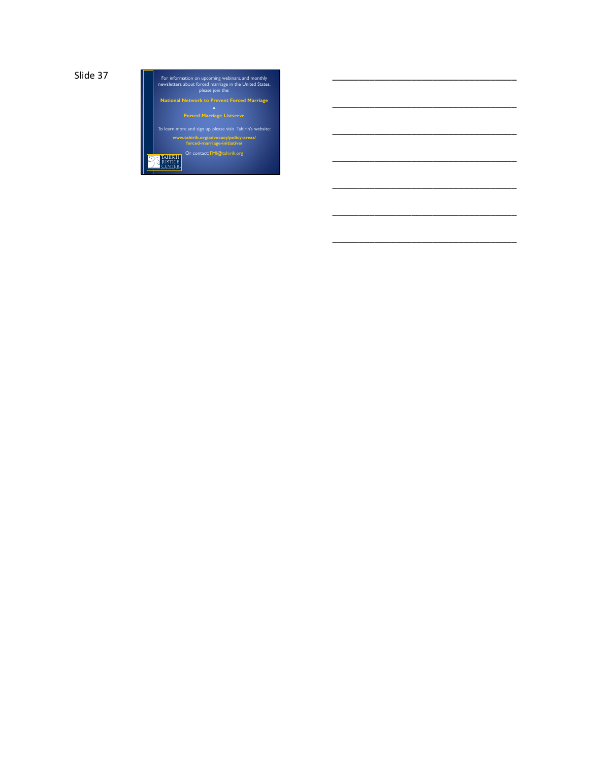Slide 37

For information on upcoming webinars, and monthly newsletters about forced marriage in the United States, please join the:

**National Network to Prevent Forced Marriage**

&

**Forced Marriage Listserve**

To learn more and sign up, please visit Tahirih's website:

**www.tahirih.org/advocacy/policy-areas/forced-marriage-initiative/**

Or contact: FMI@tahirih.org

TAHIRIH JUSTICE CENTER

\_\_\_\_\_\_\_\_\_\_\_\_\_\_\_\_\_\_\_\_\_\_\_\_\_\_\_\_\_\_\_\_\_\_\_

\_\_\_\_\_\_\_\_\_\_\_\_\_\_\_\_\_\_\_\_\_\_\_\_\_\_\_\_\_\_\_\_\_\_\_

\_\_\_\_\_\_\_\_\_\_\_\_\_\_\_\_\_\_\_\_\_\_\_\_\_\_\_\_\_\_\_\_\_\_\_

\_\_\_\_\_\_\_\_\_\_\_\_\_\_\_\_\_\_\_\_\_\_\_\_\_\_\_\_\_\_\_\_\_\_\_

\_\_\_\_\_\_\_\_\_\_\_\_\_\_\_\_\_\_\_\_\_\_\_\_\_\_\_\_\_\_\_\_\_\_\_

\_\_\_\_\_\_\_\_\_\_\_\_\_\_\_\_\_\_\_\_\_\_\_\_\_\_\_\_\_\_\_\_\_\_\_

\_\_\_\_\_\_\_\_\_\_\_\_\_\_\_\_\_\_\_\_\_\_\_\_\_\_\_\_\_\_\_\_\_\_\_